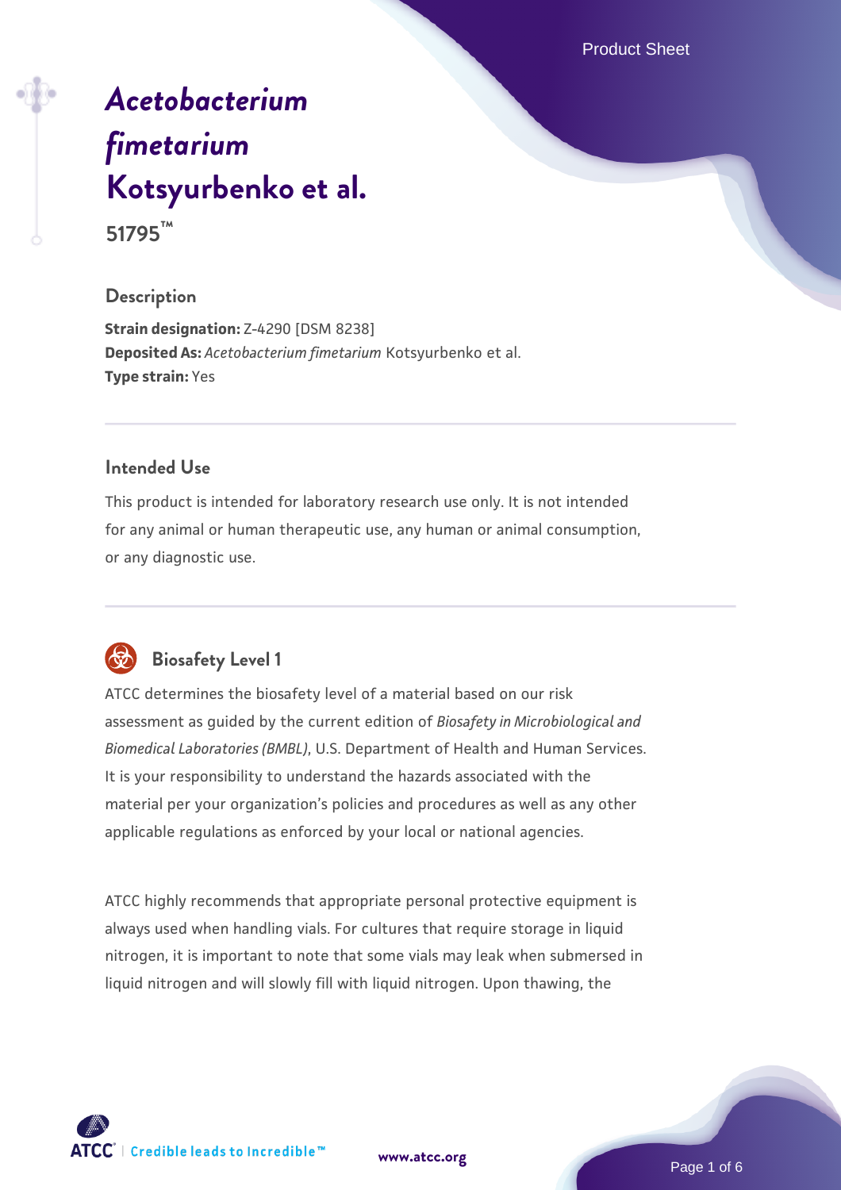# *Acetobacterium fimetarium* Kotsyurbenko et al.

**51795™**

## Description

**Strain designation:** Z-4290 [DSM 8238]
**Deposited As:** *Acetobacterium fimetarium* Kotsyurbenko et al.
**Type strain:** Yes

## Intended Use

This product is intended for laboratory research use only. It is not intended for any animal or human therapeutic use, any human or animal consumption, or any diagnostic use.

## Biosafety Level 1

ATCC determines the biosafety level of a material based on our risk assessment as guided by the current edition of *Biosafety in Microbiological and Biomedical Laboratories (BMBL)*, U.S. Department of Health and Human Services. It is your responsibility to understand the hazards associated with the material per your organization's policies and procedures as well as any other applicable regulations as enforced by your local or national agencies.

ATCC highly recommends that appropriate personal protective equipment is always used when handling vials. For cultures that require storage in liquid nitrogen, it is important to note that some vials may leak when submersed in liquid nitrogen and will slowly fill with liquid nitrogen. Upon thawing, the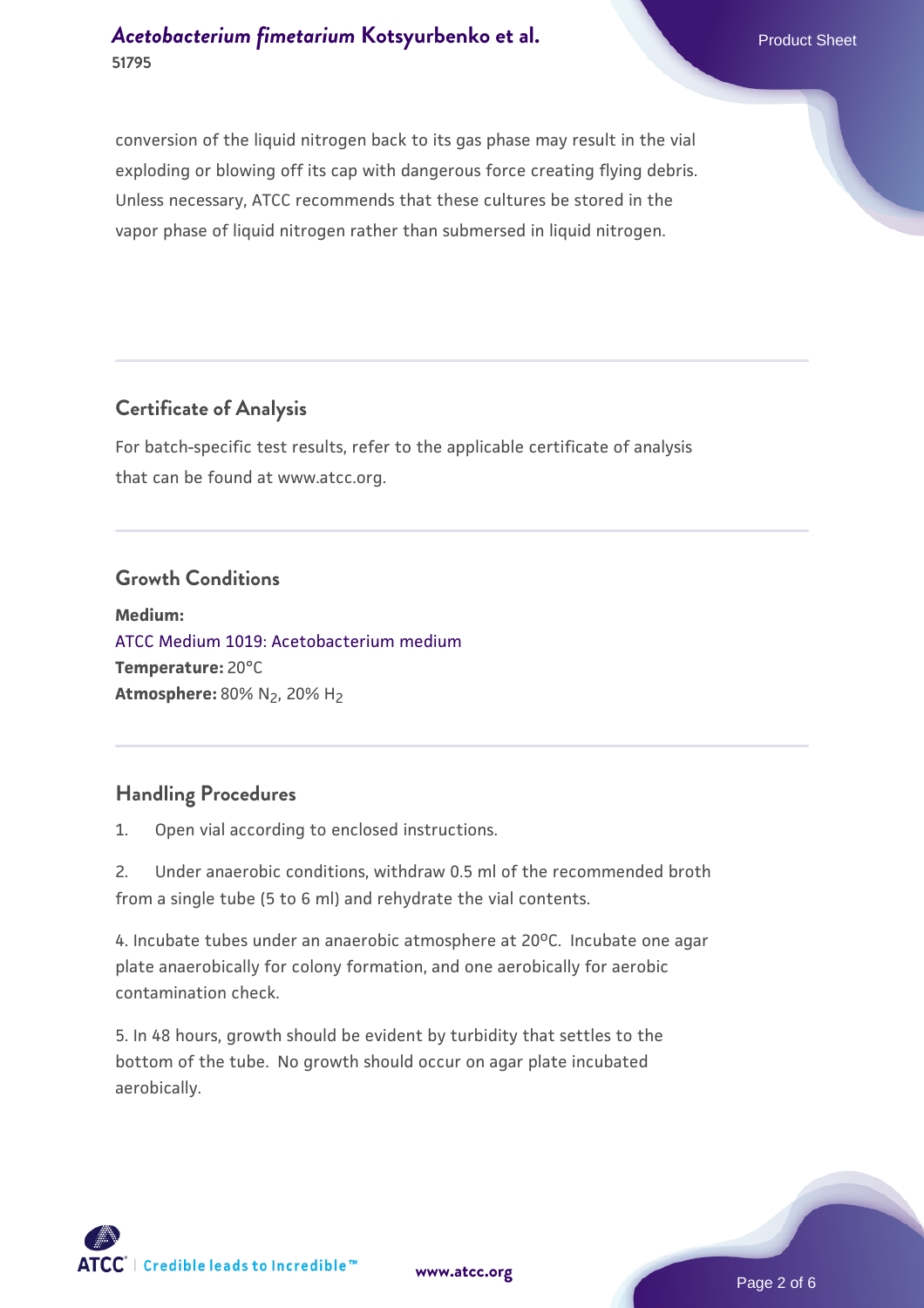conversion of the liquid nitrogen back to its gas phase may result in the vial exploding or blowing off its cap with dangerous force creating flying debris. Unless necessary, ATCC recommends that these cultures be stored in the vapor phase of liquid nitrogen rather than submersed in liquid nitrogen.

## Certificate of Analysis

For batch-specific test results, refer to the applicable certificate of analysis that can be found at www.atcc.org.

## Growth Conditions

**Medium:**
ATCC Medium 1019: Acetobacterium medium
**Temperature:** 20°C
**Atmosphere:** 80% $N_2$, 20% $H_2$

## Handling Procedures

1. Open vial according to enclosed instructions.

2. Under anaerobic conditions, withdraw 0.5 ml of the recommended broth from a single tube (5 to 6 ml) and rehydrate the vial contents.

4. Incubate tubes under an anaerobic atmosphere at 20°C. Incubate one agar plate anaerobically for colony formation, and one aerobically for aerobic contamination check.

5. In 48 hours, growth should be evident by turbidity that settles to the bottom of the tube. No growth should occur on agar plate incubated aerobically.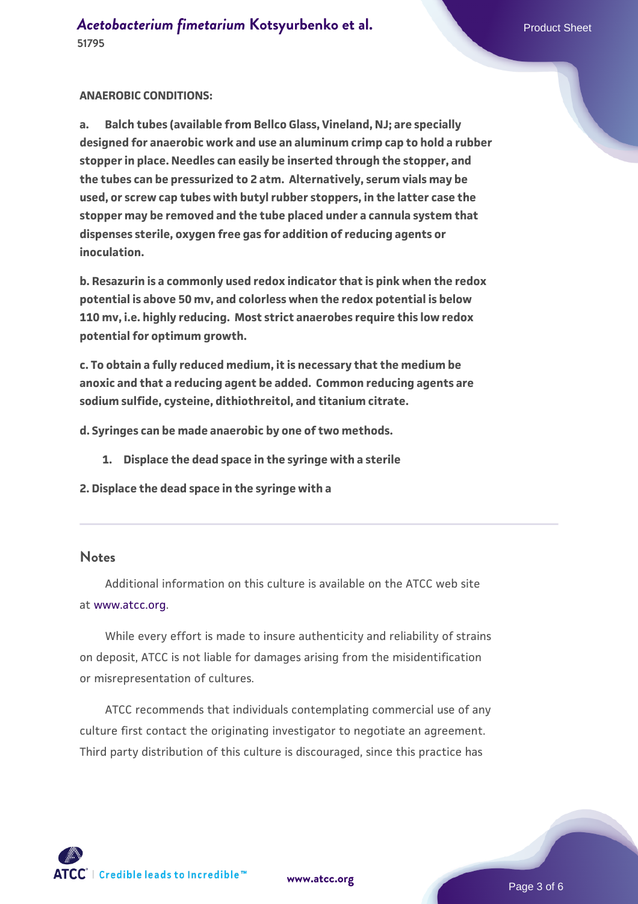**ANAEROBIC CONDITIONS:**

**a. Balch tubes (available from Bellco Glass, Vineland, NJ; are specially designed for anaerobic work and use an aluminum crimp cap to hold a rubber stopper in place. Needles can easily be inserted through the stopper, and the tubes can be pressurized to 2 atm. Alternatively, serum vials may be used, or screw cap tubes with butyl rubber stoppers, in the latter case the stopper may be removed and the tube placed under a cannula system that dispenses sterile, oxygen free gas for addition of reducing agents or inoculation.**

**b. Resazurin is a commonly used redox indicator that is pink when the redox potential is above 50 mv, and colorless when the redox potential is below 110 mv, i.e. highly reducing. Most strict anaerobes require this low redox potential for optimum growth.**

**c. To obtain a fully reduced medium, it is necessary that the medium be anoxic and that a reducing agent be added. Common reducing agents are sodium sulfide, cysteine, dithiothreitol, and titanium citrate.**

**d. Syringes can be made anaerobic by one of two methods.**

1. **Displace the dead space in the syringe with a sterile**

**2. Displace the dead space in the syringe with a**

## Notes

Additional information on this culture is available on the ATCC web site at www.atcc.org.

While every effort is made to insure authenticity and reliability of strains on deposit, ATCC is not liable for damages arising from the misidentification or misrepresentation of cultures.

ATCC recommends that individuals contemplating commercial use of any culture first contact the originating investigator to negotiate an agreement. Third party distribution of this culture is discouraged, since this practice has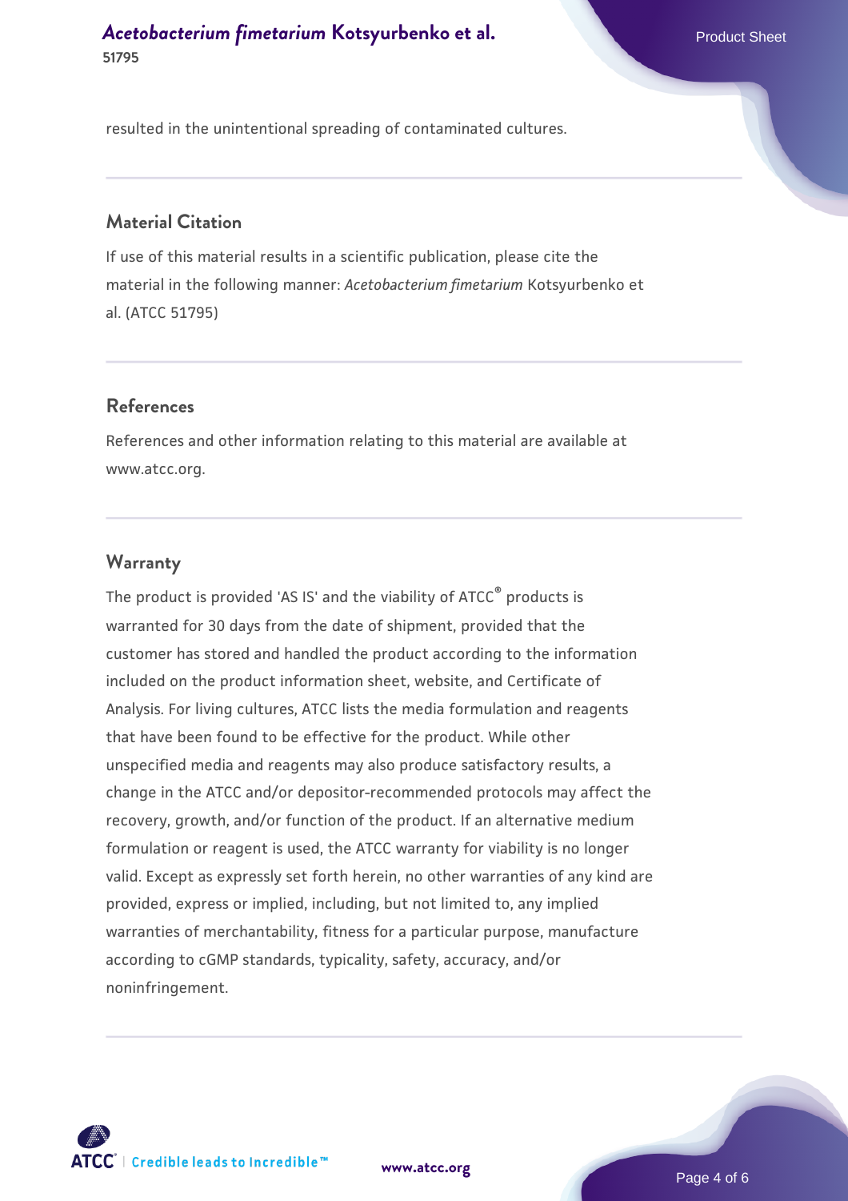resulted in the unintentional spreading of contaminated cultures.

## Material Citation

If use of this material results in a scientific publication, please cite the material in the following manner: *Acetobacterium fimetarium* Kotsyurbenko et al. (ATCC 51795)

## References

References and other information relating to this material are available at www.atcc.org.

## Warranty

The product is provided 'AS IS' and the viability of ATCC® products is warranted for 30 days from the date of shipment, provided that the customer has stored and handled the product according to the information included on the product information sheet, website, and Certificate of Analysis. For living cultures, ATCC lists the media formulation and reagents that have been found to be effective for the product. While other unspecified media and reagents may also produce satisfactory results, a change in the ATCC and/or depositor-recommended protocols may affect the recovery, growth, and/or function of the product. If an alternative medium formulation or reagent is used, the ATCC warranty for viability is no longer valid. Except as expressly set forth herein, no other warranties of any kind are provided, express or implied, including, but not limited to, any implied warranties of merchantability, fitness for a particular purpose, manufacture according to cGMP standards, typicality, safety, accuracy, and/or noninfringement.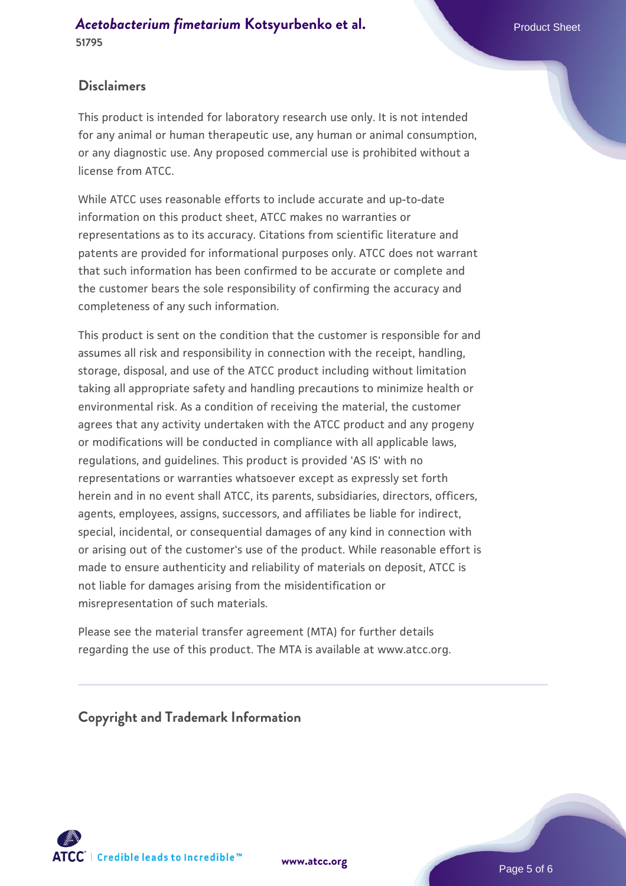## Disclaimers

This product is intended for laboratory research use only. It is not intended for any animal or human therapeutic use, any human or animal consumption, or any diagnostic use. Any proposed commercial use is prohibited without a license from ATCC.

While ATCC uses reasonable efforts to include accurate and up-to-date information on this product sheet, ATCC makes no warranties or representations as to its accuracy. Citations from scientific literature and patents are provided for informational purposes only. ATCC does not warrant that such information has been confirmed to be accurate or complete and the customer bears the sole responsibility of confirming the accuracy and completeness of any such information.

This product is sent on the condition that the customer is responsible for and assumes all risk and responsibility in connection with the receipt, handling, storage, disposal, and use of the ATCC product including without limitation taking all appropriate safety and handling precautions to minimize health or environmental risk. As a condition of receiving the material, the customer agrees that any activity undertaken with the ATCC product and any progeny or modifications will be conducted in compliance with all applicable laws, regulations, and guidelines. This product is provided 'AS IS' with no representations or warranties whatsoever except as expressly set forth herein and in no event shall ATCC, its parents, subsidiaries, directors, officers, agents, employees, assigns, successors, and affiliates be liable for indirect, special, incidental, or consequential damages of any kind in connection with or arising out of the customer's use of the product. While reasonable effort is made to ensure authenticity and reliability of materials on deposit, ATCC is not liable for damages arising from the misidentification or misrepresentation of such materials.

Please see the material transfer agreement (MTA) for further details regarding the use of this product. The MTA is available at www.atcc.org.

## Copyright and Trademark Information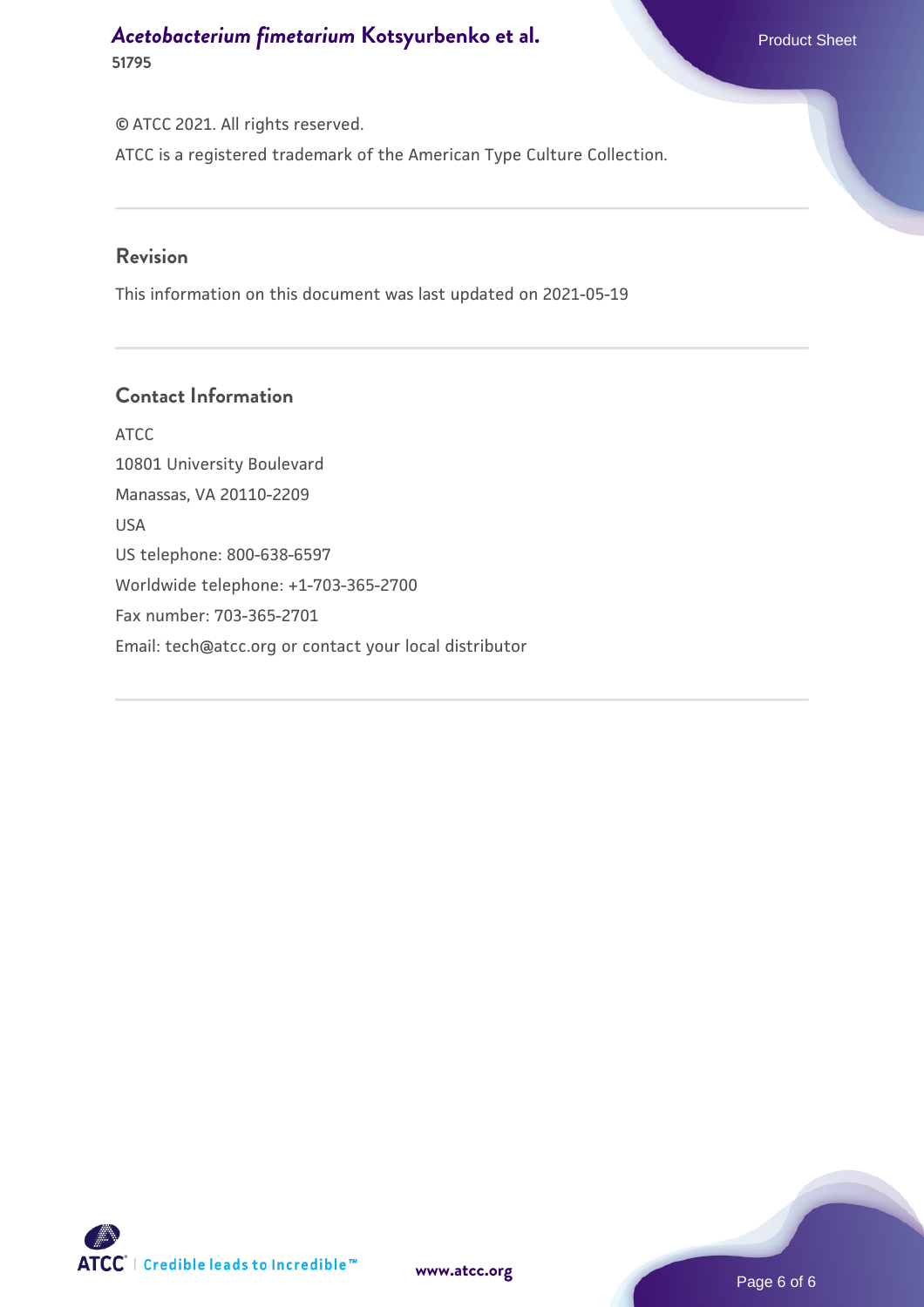© ATCC 2021. All rights reserved.

ATCC is a registered trademark of the American Type Culture Collection.

## Revision

This information on this document was last updated on 2021-05-19

## Contact Information

ATCC
10801 University Boulevard
Manassas, VA 20110-2209
USA
US telephone: 800-638-6597
Worldwide telephone: +1-703-365-2700
Fax number: 703-365-2701
Email: tech@atcc.org or contact your local distributor